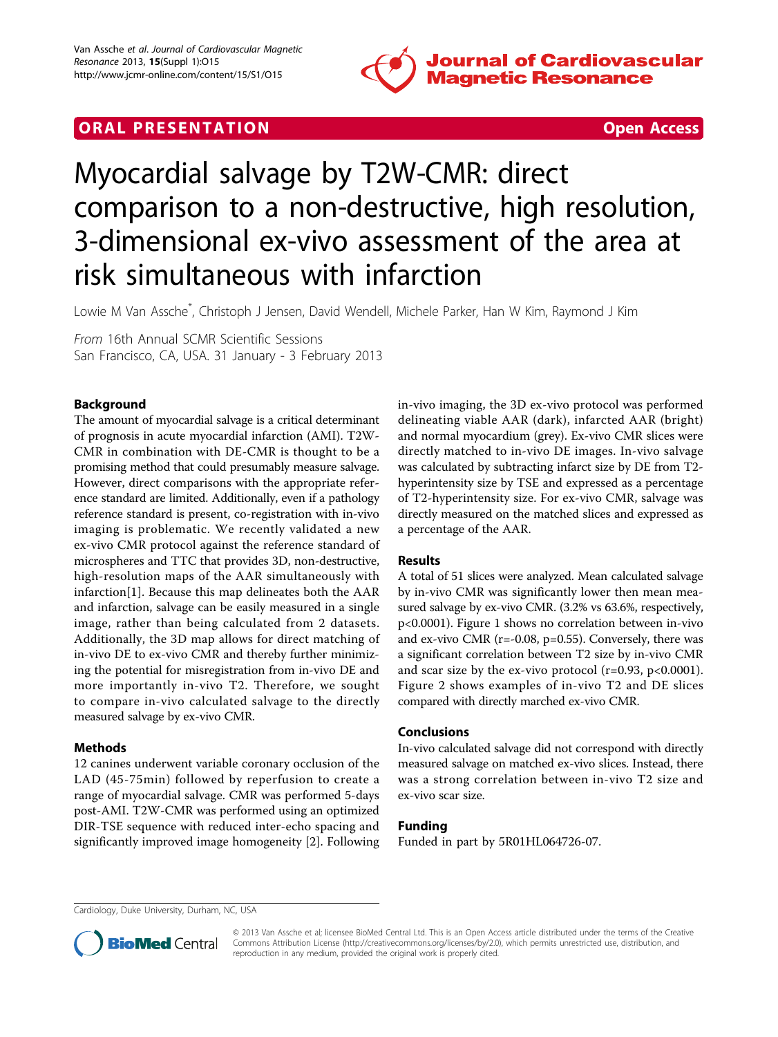ORAL PRESENTATION Open Access

# Myocardial salvage by T2W-CMR: direct comparison to a non-destructive, high resolution, 3-dimensional ex-vivo assessment of the area at risk simultaneous with infarction

Lowie M Van Assche*, Christoph J Jensen, David Wendell, Michele Parker, Han W Kim, Raymond J Kim

*From* 16th Annual SCMR Scientific Sessions
San Francisco, CA, USA. 31 January - 3 February 2013

## Background

The amount of myocardial salvage is a critical determinant of prognosis in acute myocardial infarction (AMI). T2W-CMR in combination with DE-CMR is thought to be a promising method that could presumably measure salvage. However, direct comparisons with the appropriate reference standard are limited. Additionally, even if a pathology reference standard is present, co-registration with in-vivo imaging is problematic. We recently validated a new ex-vivo CMR protocol against the reference standard of microspheres and TTC that provides 3D, non-destructive, high-resolution maps of the AAR simultaneously with infarction[1]. Because this map delineates both the AAR and infarction, salvage can be easily measured in a single image, rather than being calculated from 2 datasets. Additionally, the 3D map allows for direct matching of in-vivo DE to ex-vivo CMR and thereby further minimizing the potential for misregistration from in-vivo DE and more importantly in-vivo T2. Therefore, we sought to compare in-vivo calculated salvage to the directly measured salvage by ex-vivo CMR.

## Methods

12 canines underwent variable coronary occlusion of the LAD (45-75min) followed by reperfusion to create a range of myocardial salvage. CMR was performed 5-days post-AMI. T2W-CMR was performed using an optimized DIR-TSE sequence with reduced inter-echo spacing and significantly improved image homogeneity [2]. Following in-vivo imaging, the 3D ex-vivo protocol was performed delineating viable AAR (dark), infarcted AAR (bright) and normal myocardium (grey). Ex-vivo CMR slices were directly matched to in-vivo DE images. In-vivo salvage was calculated by subtracting infarct size by DE from T2-hyperintensity size by TSE and expressed as a percentage of T2-hyperintensity size. For ex-vivo CMR, salvage was directly measured on the matched slices and expressed as a percentage of the AAR.

## Results

A total of 51 slices were analyzed. Mean calculated salvage by in-vivo CMR was significantly lower then mean measured salvage by ex-vivo CMR. (3.2% vs 63.6%, respectively, $p<0.0001$). Figure 1 shows no correlation between in-vivo and ex-vivo CMR ($r=-0.08$, $p=0.55$). Conversely, there was a significant correlation between T2 size by in-vivo CMR and scar size by the ex-vivo protocol ($r=0.93$, $p<0.0001$). Figure 2 shows examples of in-vivo T2 and DE slices compared with directly marched ex-vivo CMR.

## Conclusions

In-vivo calculated salvage did not correspond with directly measured salvage on matched ex-vivo slices. Instead, there was a strong correlation between in-vivo T2 size and ex-vivo scar size.

## Funding

Funded in part by 5R01HL064726-07.

Cardiology, Duke University, Durham, NC, USA

© 2013 Van Assche et al; licensee BioMed Central Ltd. This is an Open Access article distributed under the terms of the Creative Commons Attribution License (http://creativecommons.org/licenses/by/2.0), which permits unrestricted use, distribution, and reproduction in any medium, provided the original work is properly cited.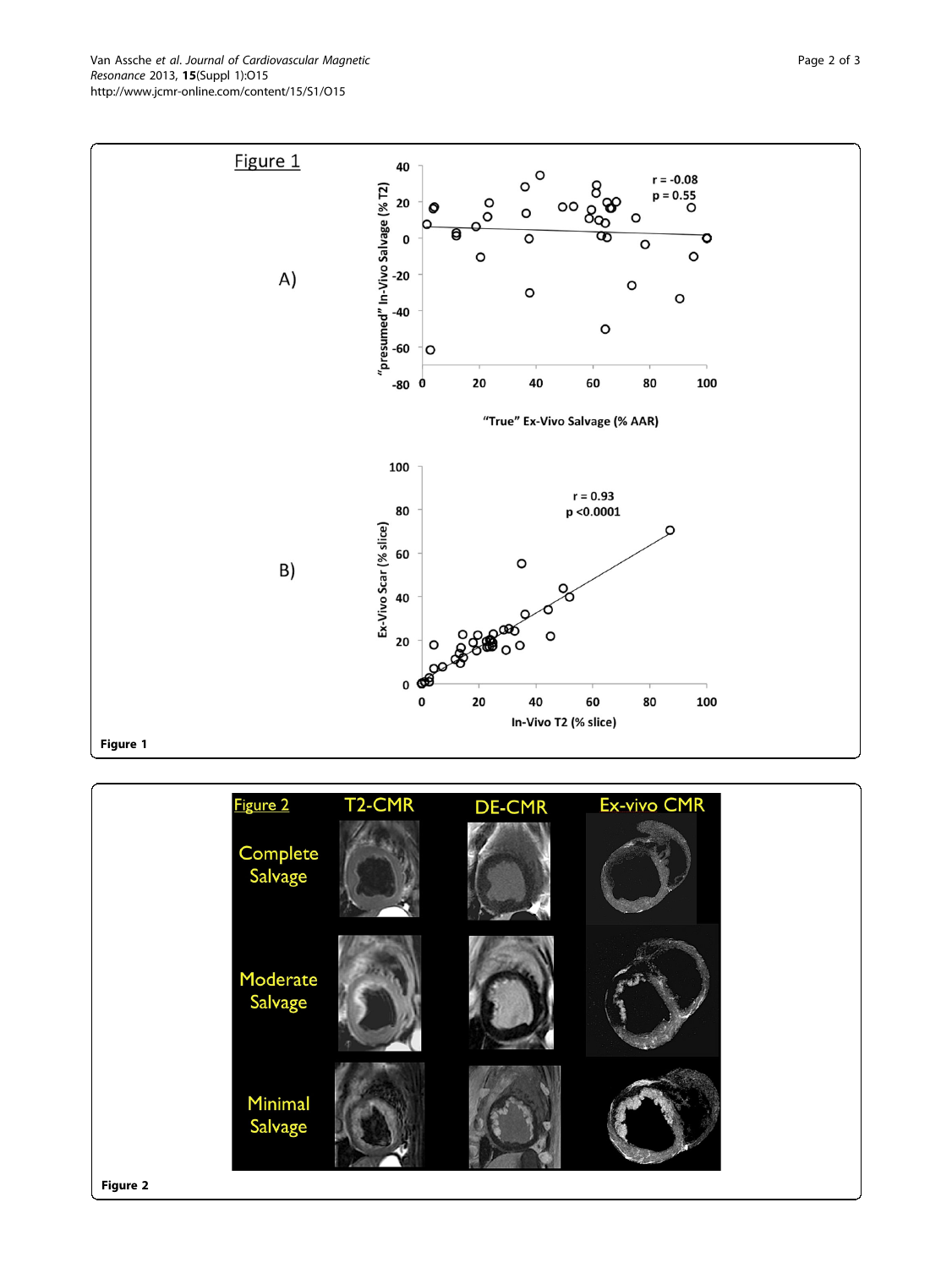Figure 1

Figure 2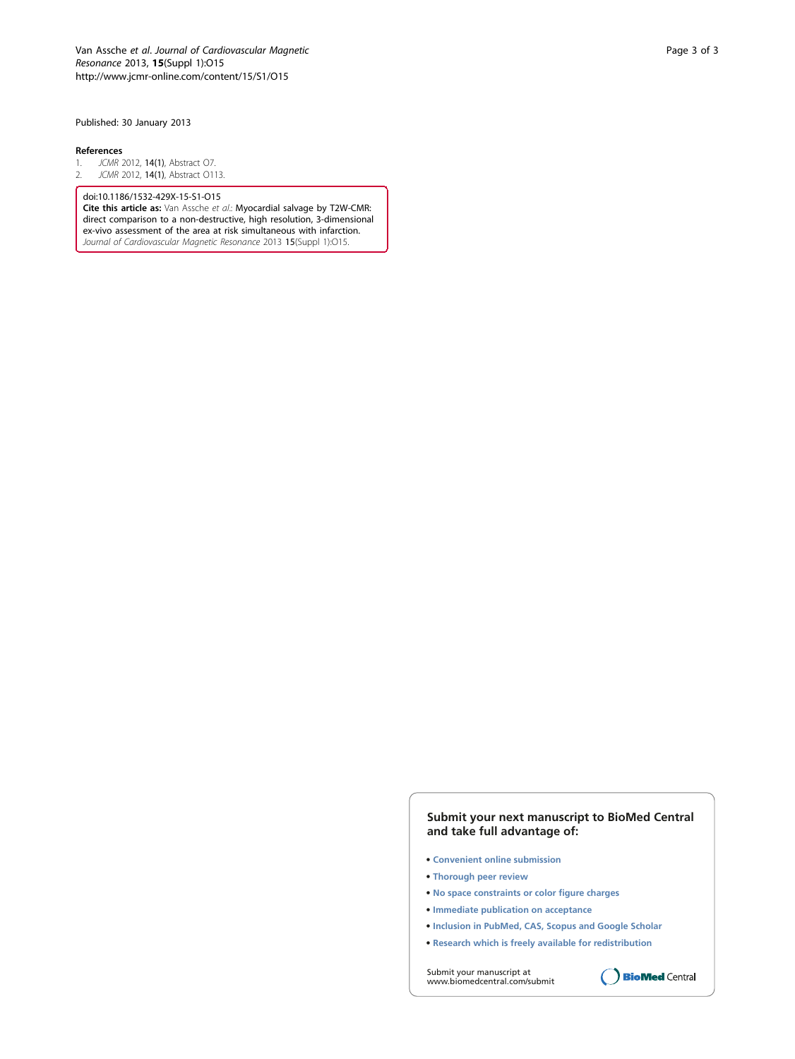Published: 30 January 2013

**References**

1. *JCMR* 2012, **14(1)**, Abstract O7.
2. *JCMR* 2012, **14(1)**, Abstract O113.

doi:10.1186/1532-429X-15-S1-O15

**Cite this article as:** Van Assche *et al.*: Myocardial salvage by T2W-CMR: direct comparison to a non-destructive, high resolution, 3-dimensional ex-vivo assessment of the area at risk simultaneous with infarction. *Journal of Cardiovascular Magnetic Resonance* 2013 **15**(Suppl 1):O15.

**Submit your next manuscript to BioMed Central and take full advantage of:**

- **Convenient online submission**
- **Thorough peer review**
- **No space constraints or color figure charges**
- **Immediate publication on acceptance**
- **Inclusion in PubMed, CAS, Scopus and Google Scholar**
- **Research which is freely available for redistribution**

Submit your manuscript at
www.biomedcentral.com/submit

BioMed Central